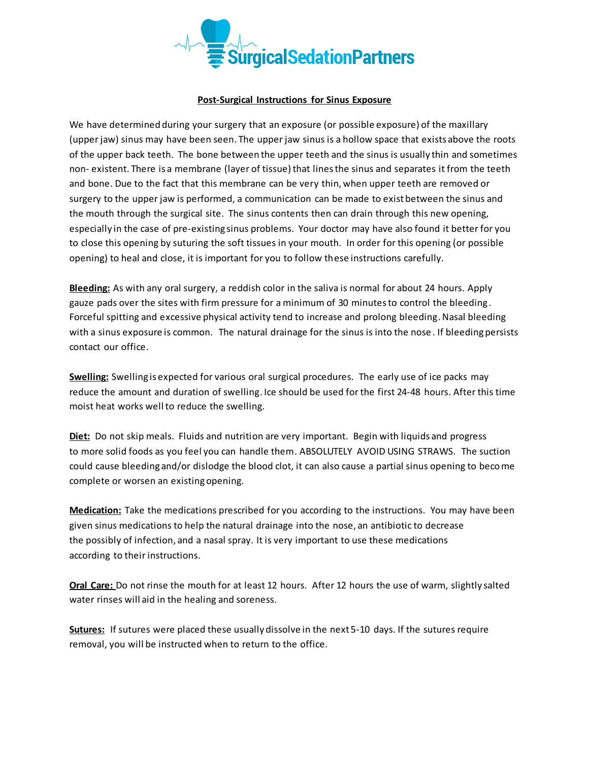SurgicalSedationPartners

# Post-Surgical Instructions for Sinus Exposure

We have determined during your surgery that an exposure (or possible exposure) of the maxillary (upper jaw) sinus may have been seen. The upper jaw sinus is a hollow space that exists above the roots of the upper back teeth. The bone between the upper teeth and the sinus is usually thin and sometimes non- existent. There is a membrane (layer of tissue) that lines the sinus and separates it from the teeth and bone. Due to the fact that this membrane can be very thin, when upper teeth are removed or surgery to the upper jaw is performed, a communication can be made to exist between the sinus and the mouth through the surgical site. The sinus contents then can drain through this new opening, especially in the case of pre-existing sinus problems. Your doctor may have also found it better for you to close this opening by suturing the soft tissues in your mouth. In order for this opening (or possible opening) to heal and close, it is important for you to follow these instructions carefully.

**Bleeding:** As with any oral surgery, a reddish color in the saliva is normal for about 24 hours. Apply gauze pads over the sites with firm pressure for a minimum of 30 minutes to control the bleeding. Forceful spitting and excessive physical activity tend to increase and prolong bleeding. Nasal bleeding with a sinus exposure is common. The natural drainage for the sinus is into the nose. If bleeding persists contact our office.

**Swelling:** Swelling is expected for various oral surgical procedures. The early use of ice packs may reduce the amount and duration of swelling. Ice should be used for the first 24-48 hours. After this time moist heat works well to reduce the swelling.

**Diet:** Do not skip meals. Fluids and nutrition are very important. Begin with liquids and progress to more solid foods as you feel you can handle them. ABSOLUTELY AVOID USING STRAWS. The suction could cause bleeding and/or dislodge the blood clot, it can also cause a partial sinus opening to become complete or worsen an existing opening.

**Medication:** Take the medications prescribed for you according to the instructions. You may have been given sinus medications to help the natural drainage into the nose, an antibiotic to decrease the possibly of infection, and a nasal spray. It is very important to use these medications according to their instructions.

**Oral Care:** Do not rinse the mouth for at least 12 hours. After 12 hours the use of warm, slightly salted water rinses will aid in the healing and soreness.

**Sutures:** If sutures were placed these usually dissolve in the next 5-10 days. If the sutures require removal, you will be instructed when to return to the office.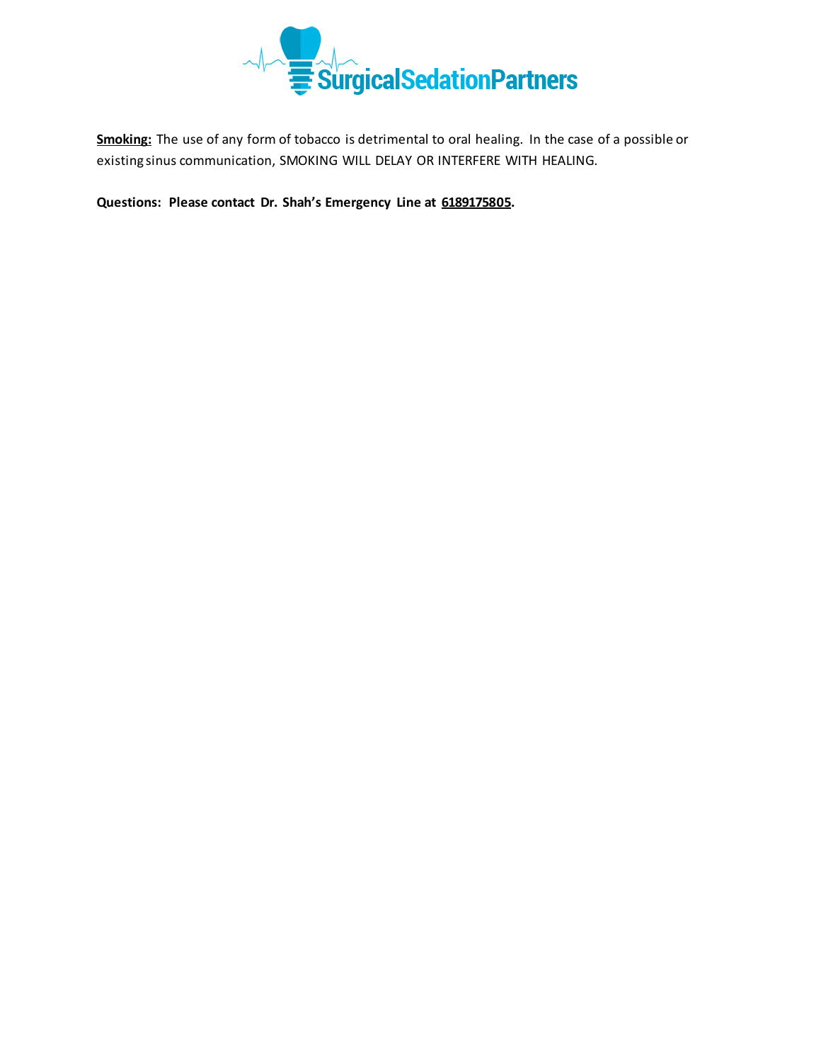**Smoking:** The use of any form of tobacco is detrimental to oral healing. In the case of a possible or existing sinus communication, SMOKING WILL DELAY OR INTERFERE WITH HEALING.

**Questions: Please contact Dr. Shah's Emergency Line at 6189175805.**